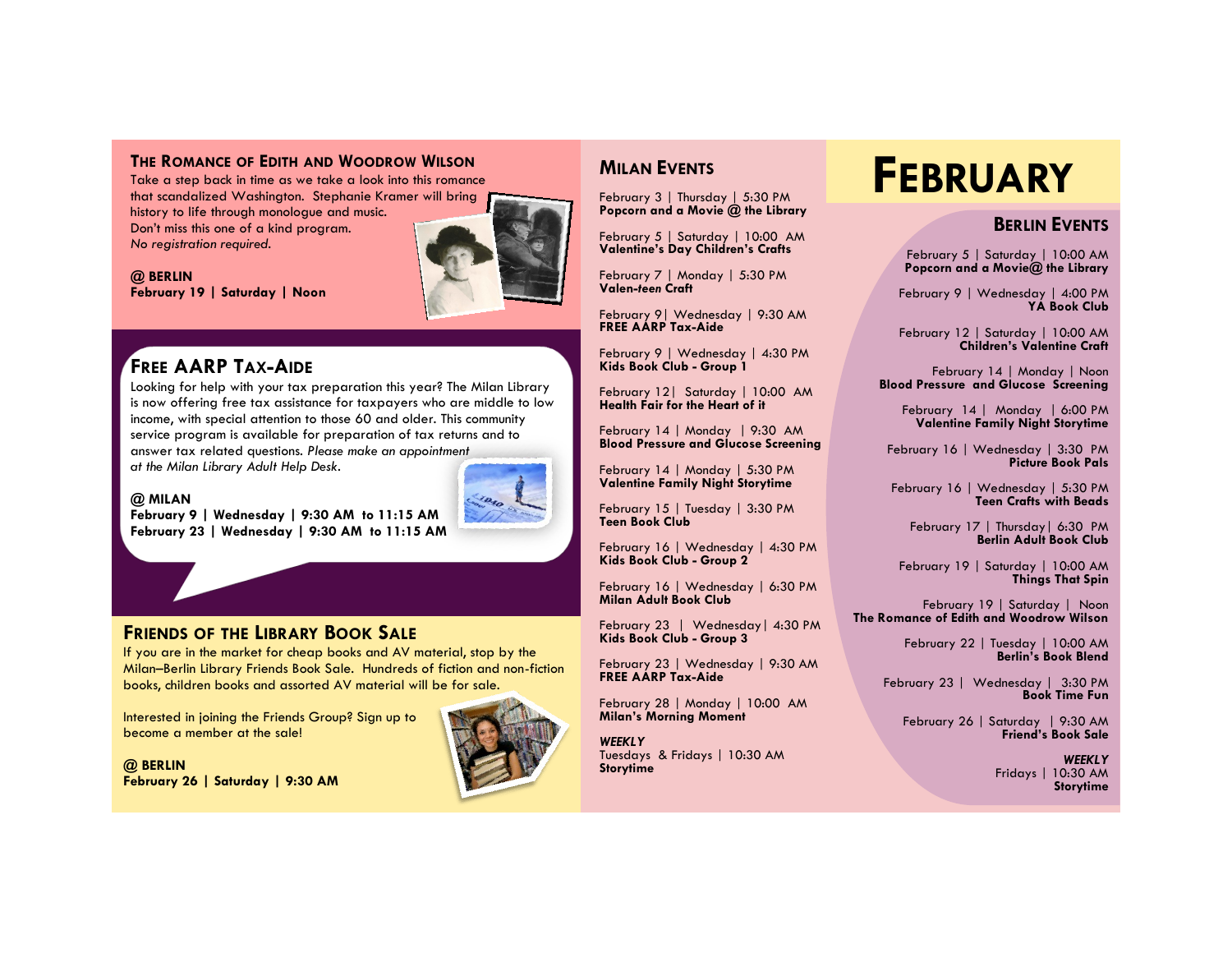## The Romance of Edith and Woodrow Wilson

Take a step back in time as we take a look into this romance that scandalized Washington. Stephanie Kramer will bring history to life through monologue and music. Don't miss this one of a kind program.
*No registration required.*

**@ BERLIN**
**February 19 | Saturday | Noon**

## Free AARP Tax-Aide

Looking for help with your tax preparation this year? The Milan Library is now offering free tax assistance for taxpayers who are middle to low income, with special attention to those 60 and older. This community service program is available for preparation of tax returns and to answer tax related questions. *Please make an appointment at the Milan Library Adult Help Desk.*

**@ MILAN**
**February 9 | Wednesday | 9:30 AM to 11:15 AM**
**February 23 | Wednesday | 9:30 AM to 11:15 AM**

## Friends of the Library Book Sale

If you are in the market for cheap books and AV material, stop by the Milan–Berlin Library Friends Book Sale. Hundreds of fiction and non-fiction books, children books and assorted AV material will be for sale.

Interested in joining the Friends Group? Sign up to become a member at the sale!

**@ BERLIN**
**February 26 | Saturday | 9:30 AM**

## Milan Events

February 3 | Thursday | 5:30 PM
**Popcorn and a Movie @ the Library**

February 5 | Saturday | 10:00 AM
**Valentine's Day Children's Crafts**

February 7 | Monday | 5:30 PM
**Valen-*teen* Craft**

February 9 | Wednesday | 9:30 AM
**FREE AARP Tax-Aide**

February 9 | Wednesday | 4:30 PM
**Kids Book Club - Group 1**

February 12 | Saturday | 10:00 AM
**Health Fair for the Heart of it**

February 14 | Monday | 9:30 AM
**Blood Pressure and Glucose Screening**

February 14 | Monday | 5:30 PM
**Valentine Family Night Storytime**

February 15 | Tuesday | 3:30 PM
**Teen Book Club**

February 16 | Wednesday | 4:30 PM
**Kids Book Club - Group 2**

February 16 | Wednesday | 6:30 PM
**Milan Adult Book Club**

February 23 | Wednesday | 4:30 PM
**Kids Book Club - Group 3**

February 23 | Wednesday | 9:30 AM
**FREE AARP Tax-Aide**

February 28 | Monday | 10:00 AM
**Milan's Morning Moment**

***WEEKLY***
Tuesdays & Fridays | 10:30 AM
**Storytime**

# February

## Berlin Events

February 5 | Saturday | 10:00 AM
**Popcorn and a Movie@ the Library**

February 9 | Wednesday | 4:00 PM
**YA Book Club**

February 12 | Saturday | 10:00 AM
**Children's Valentine Craft**

February 14 | Monday | Noon
**Blood Pressure and Glucose Screening**

February 14 | Monday | 6:00 PM
**Valentine Family Night Storytime**

February 16 | Wednesday | 3:30 PM
**Picture Book Pals**

February 16 | Wednesday | 5:30 PM
**Teen Crafts with Beads**

February 17 | Thursday | 6:30 PM
**Berlin Adult Book Club**

February 19 | Saturday | 10:00 AM
**Things That Spin**

February 19 | Saturday | Noon
**The Romance of Edith and Woodrow Wilson**

February 22 | Tuesday | 10:00 AM
**Berlin's Book Blend**

February 23 | Wednesday | 3:30 PM
**Book Time Fun**

February 26 | Saturday | 9:30 AM
**Friend's Book Sale**

***WEEKLY***
Fridays | 10:30 AM
**Storytime**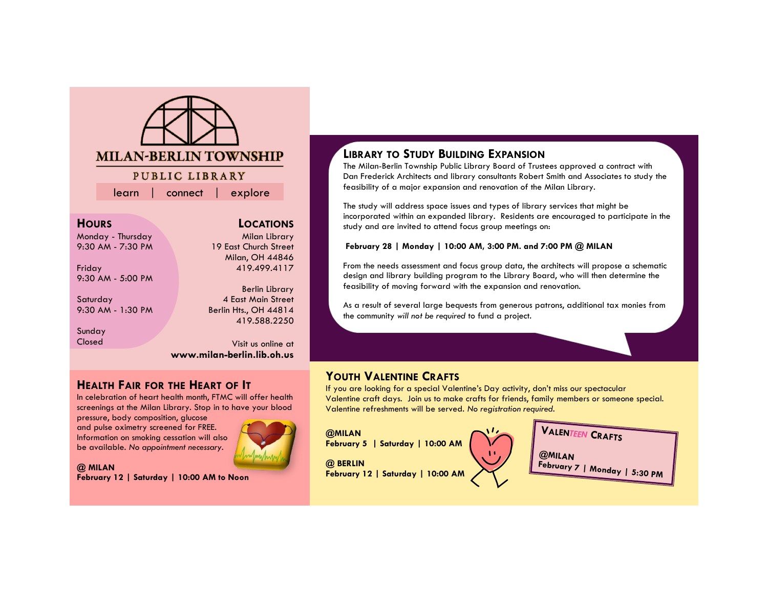# MILAN-BERLIN TOWNSHIP

PUBLIC LIBRARY

learn | connect | explore

## Hours

Monday - Thursday
9:30 AM - 7:30 PM

Friday
9:30 AM - 5:00 PM

Saturday
9:30 AM - 1:30 PM

Sunday
Closed

## Locations

Milan Library
19 East Church Street
Milan, OH 44846
419.499.4117

Berlin Library
4 East Main Street
Berlin Hts., OH 44814
419.588.2250

Visit us online at
**www.milan-berlin.lib.oh.us**

## Health Fair for the Heart of It

In celebration of heart health month, FTMC will offer health screenings at the Milan Library. Stop in to have your blood pressure, body composition, glucose and pulse oximetry screened for FREE. Information on smoking cessation will also be available. *No appointment necessary.*

**@ MILAN**
**February 12 | Saturday | 10:00 AM to Noon**

## Library to Study Building Expansion

The Milan-Berlin Township Public Library Board of Trustees approved a contract with Dan Frederick Architects and library consultants Robert Smith and Associates to study the feasibility of a major expansion and renovation of the Milan Library.

The study will address space issues and types of library services that might be incorporated within an expanded library. Residents are encouraged to participate in the study and are invited to attend focus group meetings on:

**February 28 | Monday | 10:00 AM, 3:00 PM. and 7:00 PM @ MILAN**

From the needs assessment and focus group data, the architects will propose a schematic design and library building program to the Library Board, who will then determine the feasibility of moving forward with the expansion and renovation.

As a result of several large bequests from generous patrons, additional tax monies from the community *will not be required* to fund a project.

## Youth Valentine Crafts

If you are looking for a special Valentine's Day activity, don't miss our spectacular Valentine craft days. Join us to make crafts for friends, family members or someone special. Valentine refreshments will be served. *No registration required.*

**@MILAN**
**February 5 | Saturday | 10:00 AM**

**@ BERLIN**
**February 12 | Saturday | 10:00 AM**

### ValenTEEN Crafts

**@MILAN**
**February 7 | Monday | 5:30 PM**